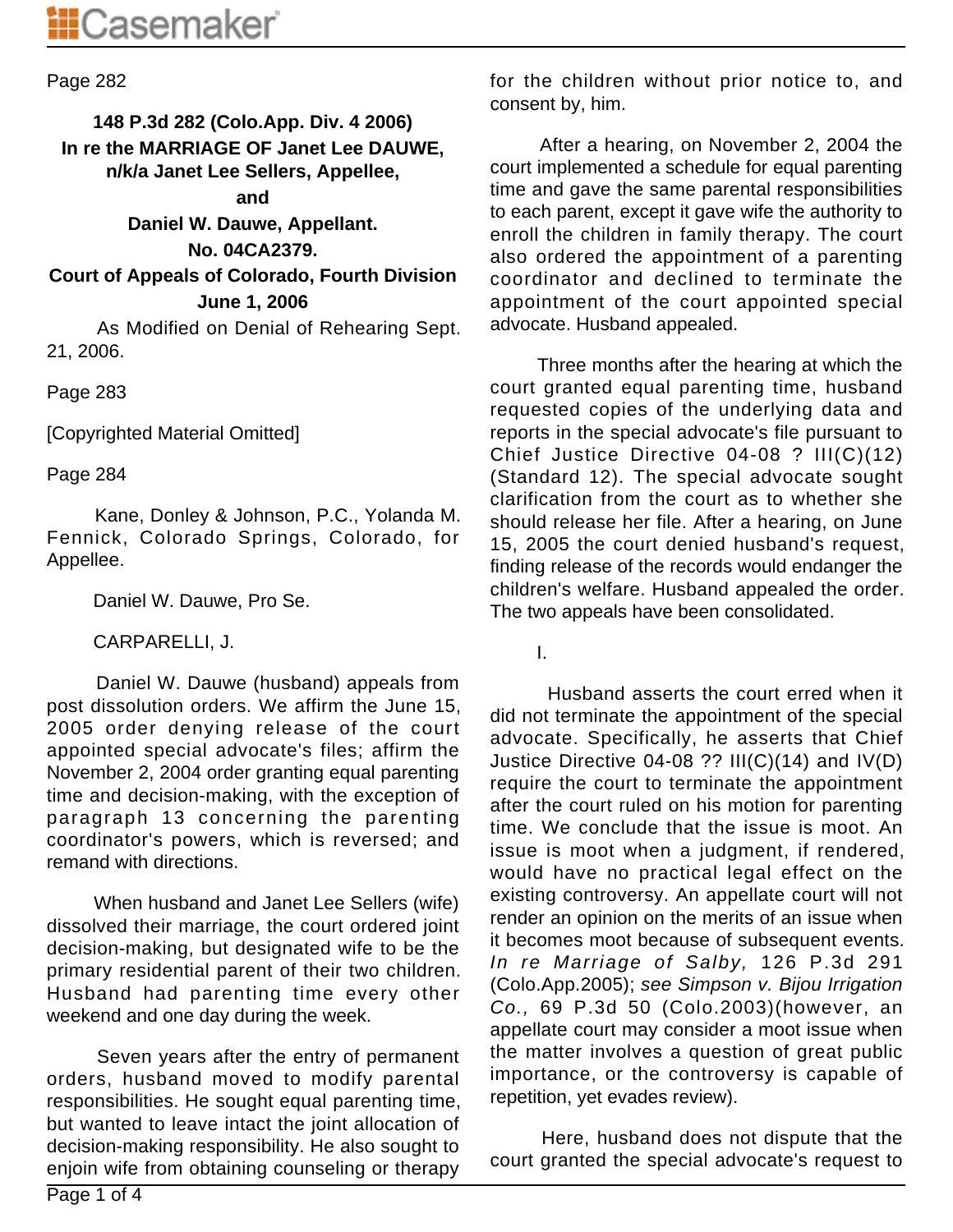Page 282

**148 P.3d 282 (Colo.App. Div. 4 2006)**
**In re the MARRIAGE OF Janet Lee DAUWE, n/k/a Janet Lee Sellers, Appellee,**
**and**
**Daniel W. Dauwe, Appellant.**
**No. 04CA2379.**
**Court of Appeals of Colorado, Fourth Division**
**June 1, 2006**

As Modified on Denial of Rehearing Sept. 21, 2006.

Page 283

[Copyrighted Material Omitted]

Page 284

Kane, Donley & Johnson, P.C., Yolanda M. Fennick, Colorado Springs, Colorado, for Appellee.

Daniel W. Dauwe, Pro Se.

CARPARELLI, J.

Daniel W. Dauwe (husband) appeals from post dissolution orders. We affirm the June 15, 2005 order denying release of the court appointed special advocate's files; affirm the November 2, 2004 order granting equal parenting time and decision-making, with the exception of paragraph 13 concerning the parenting coordinator's powers, which is reversed; and remand with directions.

When husband and Janet Lee Sellers (wife) dissolved their marriage, the court ordered joint decision-making, but designated wife to be the primary residential parent of their two children. Husband had parenting time every other weekend and one day during the week.

Seven years after the entry of permanent orders, husband moved to modify parental responsibilities. He sought equal parenting time, but wanted to leave intact the joint allocation of decision-making responsibility. He also sought to enjoin wife from obtaining counseling or therapy for the children without prior notice to, and consent by, him.

After a hearing, on November 2, 2004 the court implemented a schedule for equal parenting time and gave the same parental responsibilities to each parent, except it gave wife the authority to enroll the children in family therapy. The court also ordered the appointment of a parenting coordinator and declined to terminate the appointment of the court appointed special advocate. Husband appealed.

Three months after the hearing at which the court granted equal parenting time, husband requested copies of the underlying data and reports in the special advocate's file pursuant to Chief Justice Directive 04-08 ? III(C)(12) (Standard 12). The special advocate sought clarification from the court as to whether she should release her file. After a hearing, on June 15, 2005 the court denied husband's request, finding release of the records would endanger the children's welfare. Husband appealed the order. The two appeals have been consolidated.

I.

Husband asserts the court erred when it did not terminate the appointment of the special advocate. Specifically, he asserts that Chief Justice Directive 04-08 ?? III(C)(14) and IV(D) require the court to terminate the appointment after the court ruled on his motion for parenting time. We conclude that the issue is moot. An issue is moot when a judgment, if rendered, would have no practical legal effect on the existing controversy. An appellate court will not render an opinion on the merits of an issue when it becomes moot because of subsequent events. *In re Marriage of Salby,* 126 P.3d 291 (Colo.App.2005); *see Simpson v. Bijou Irrigation Co.,* 69 P.3d 50 (Colo.2003)(however, an appellate court may consider a moot issue when the matter involves a question of great public importance, or the controversy is capable of repetition, yet evades review).

Here, husband does not dispute that the court granted the special advocate's request to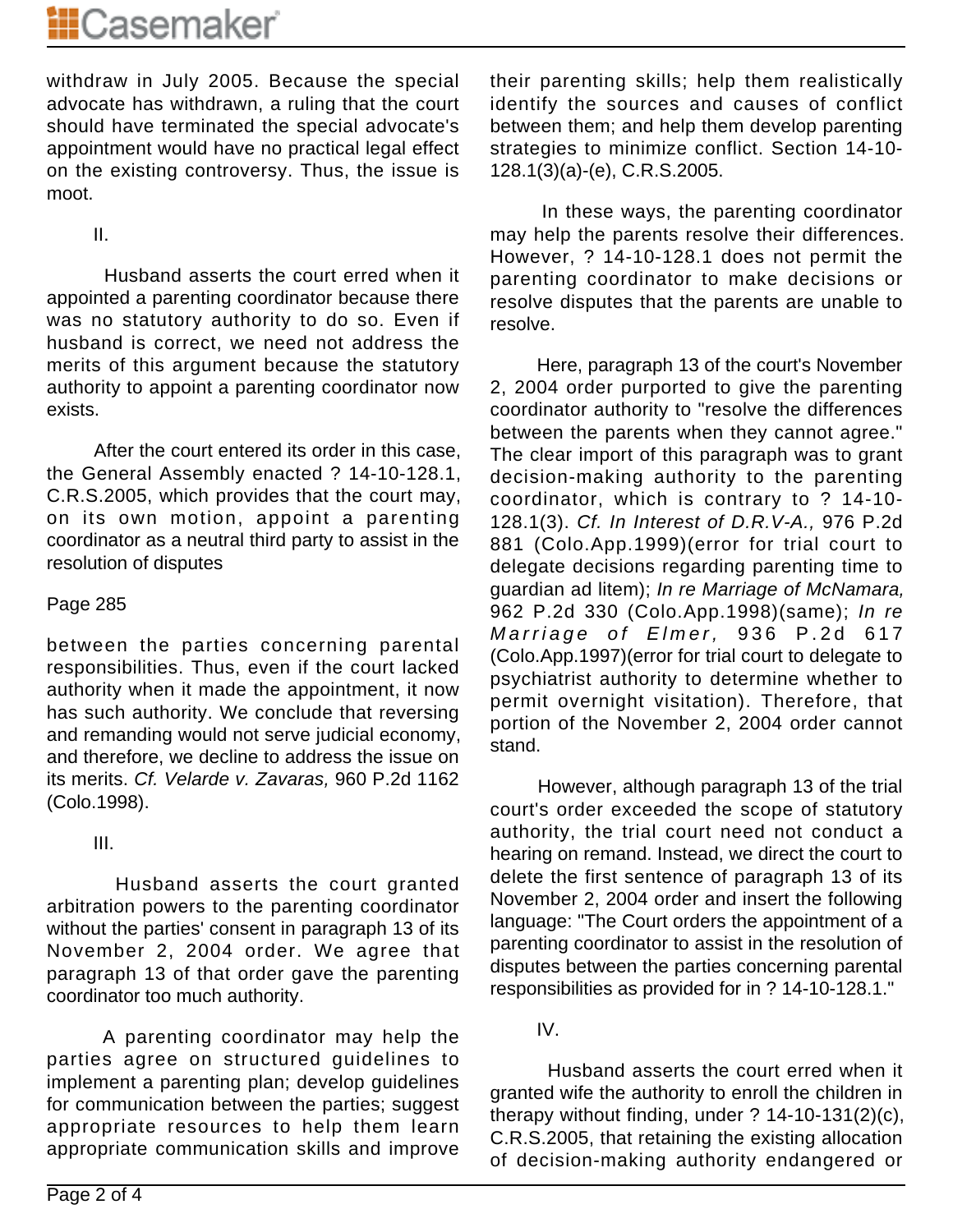withdraw in July 2005. Because the special advocate has withdrawn, a ruling that the court should have terminated the special advocate's appointment would have no practical legal effect on the existing controversy. Thus, the issue is moot.

II.

Husband asserts the court erred when it appointed a parenting coordinator because there was no statutory authority to do so. Even if husband is correct, we need not address the merits of this argument because the statutory authority to appoint a parenting coordinator now exists.

After the court entered its order in this case, the General Assembly enacted ? 14-10-128.1, C.R.S.2005, which provides that the court may, on its own motion, appoint a parenting coordinator as a neutral third party to assist in the resolution of disputes

Page 285

between the parties concerning parental responsibilities. Thus, even if the court lacked authority when it made the appointment, it now has such authority. We conclude that reversing and remanding would not serve judicial economy, and therefore, we decline to address the issue on its merits. *Cf. Velarde v. Zavaras,* 960 P.2d 1162 (Colo.1998).

III.

Husband asserts the court granted arbitration powers to the parenting coordinator without the parties' consent in paragraph 13 of its November 2, 2004 order. We agree that paragraph 13 of that order gave the parenting coordinator too much authority.

A parenting coordinator may help the parties agree on structured guidelines to implement a parenting plan; develop guidelines for communication between the parties; suggest appropriate resources to help them learn appropriate communication skills and improve their parenting skills; help them realistically identify the sources and causes of conflict between them; and help them develop parenting strategies to minimize conflict. Section 14-10-128.1(3)(a)-(e), C.R.S.2005.

In these ways, the parenting coordinator may help the parents resolve their differences. However, ? 14-10-128.1 does not permit the parenting coordinator to make decisions or resolve disputes that the parents are unable to resolve.

Here, paragraph 13 of the court's November 2, 2004 order purported to give the parenting coordinator authority to "resolve the differences between the parents when they cannot agree." The clear import of this paragraph was to grant decision-making authority to the parenting coordinator, which is contrary to ? 14-10-128.1(3). *Cf. In Interest of D.R.V-A.,* 976 P.2d 881 (Colo.App.1999)(error for trial court to delegate decisions regarding parenting time to guardian ad litem); *In re Marriage of McNamara,* 962 P.2d 330 (Colo.App.1998)(same); *In re Marriage of Elmer,* 936 P.2d 617 (Colo.App.1997)(error for trial court to delegate to psychiatrist authority to determine whether to permit overnight visitation). Therefore, that portion of the November 2, 2004 order cannot stand.

However, although paragraph 13 of the trial court's order exceeded the scope of statutory authority, the trial court need not conduct a hearing on remand. Instead, we direct the court to delete the first sentence of paragraph 13 of its November 2, 2004 order and insert the following language: "The Court orders the appointment of a parenting coordinator to assist in the resolution of disputes between the parties concerning parental responsibilities as provided for in ? 14-10-128.1."

IV.

Husband asserts the court erred when it granted wife the authority to enroll the children in therapy without finding, under ? 14-10-131(2)(c), C.R.S.2005, that retaining the existing allocation of decision-making authority endangered or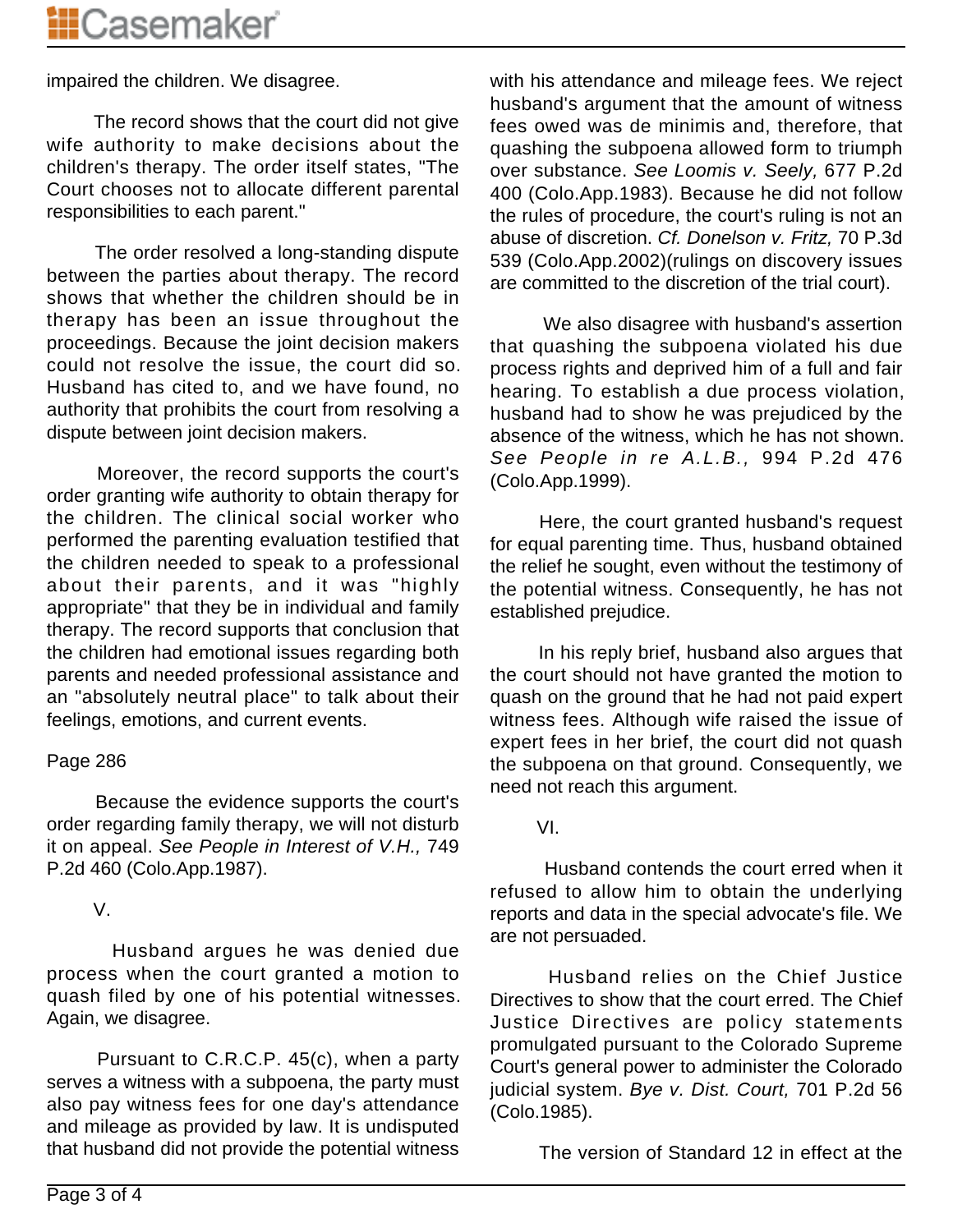impaired the children. We disagree.

The record shows that the court did not give wife authority to make decisions about the children's therapy. The order itself states, "The Court chooses not to allocate different parental responsibilities to each parent."

The order resolved a long-standing dispute between the parties about therapy. The record shows that whether the children should be in therapy has been an issue throughout the proceedings. Because the joint decision makers could not resolve the issue, the court did so. Husband has cited to, and we have found, no authority that prohibits the court from resolving a dispute between joint decision makers.

Moreover, the record supports the court's order granting wife authority to obtain therapy for the children. The clinical social worker who performed the parenting evaluation testified that the children needed to speak to a professional about their parents, and it was "highly appropriate" that they be in individual and family therapy. The record supports that conclusion that the children had emotional issues regarding both parents and needed professional assistance and an "absolutely neutral place" to talk about their feelings, emotions, and current events.

Page 286

Because the evidence supports the court's order regarding family therapy, we will not disturb it on appeal. *See People in Interest of V.H.,* 749 P.2d 460 (Colo.App.1987).

V.

Husband argues he was denied due process when the court granted a motion to quash filed by one of his potential witnesses. Again, we disagree.

Pursuant to C.R.C.P. 45(c), when a party serves a witness with a subpoena, the party must also pay witness fees for one day's attendance and mileage as provided by law. It is undisputed that husband did not provide the potential witness with his attendance and mileage fees. We reject husband's argument that the amount of witness fees owed was de minimis and, therefore, that quashing the subpoena allowed form to triumph over substance. *See Loomis v. Seely,* 677 P.2d 400 (Colo.App.1983). Because he did not follow the rules of procedure, the court's ruling is not an abuse of discretion. *Cf. Donelson v. Fritz,* 70 P.3d 539 (Colo.App.2002)(rulings on discovery issues are committed to the discretion of the trial court).

We also disagree with husband's assertion that quashing the subpoena violated his due process rights and deprived him of a full and fair hearing. To establish a due process violation, husband had to show he was prejudiced by the absence of the witness, which he has not shown. *See People in re A.L.B.,* 994 P.2d 476 (Colo.App.1999).

Here, the court granted husband's request for equal parenting time. Thus, husband obtained the relief he sought, even without the testimony of the potential witness. Consequently, he has not established prejudice.

In his reply brief, husband also argues that the court should not have granted the motion to quash on the ground that he had not paid expert witness fees. Although wife raised the issue of expert fees in her brief, the court did not quash the subpoena on that ground. Consequently, we need not reach this argument.

VI.

Husband contends the court erred when it refused to allow him to obtain the underlying reports and data in the special advocate's file. We are not persuaded.

Husband relies on the Chief Justice Directives to show that the court erred. The Chief Justice Directives are policy statements promulgated pursuant to the Colorado Supreme Court's general power to administer the Colorado judicial system. *Bye v. Dist. Court,* 701 P.2d 56 (Colo.1985).

The version of Standard 12 in effect at the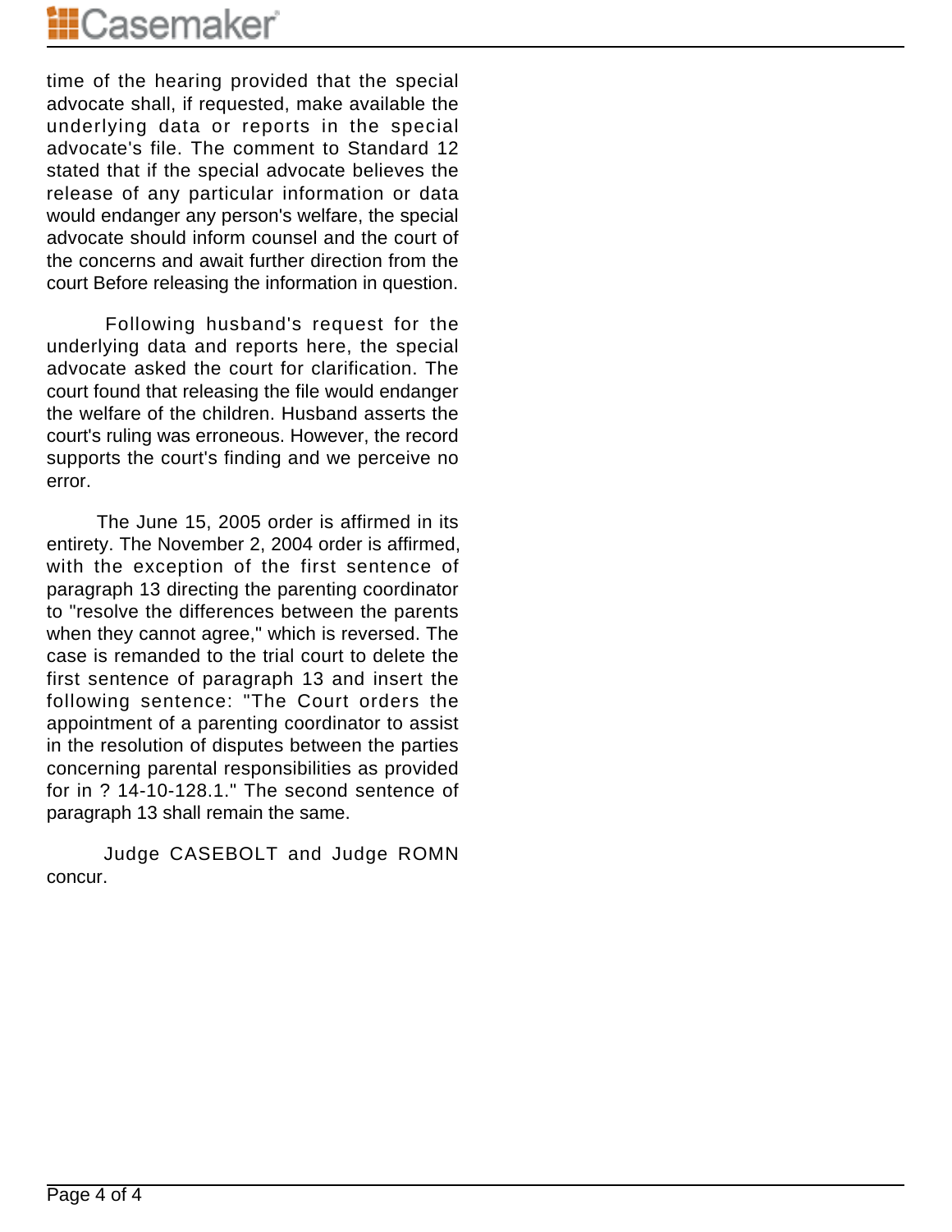time of the hearing provided that the special advocate shall, if requested, make available the underlying data or reports in the special advocate's file. The comment to Standard 12 stated that if the special advocate believes the release of any particular information or data would endanger any person's welfare, the special advocate should inform counsel and the court of the concerns and await further direction from the court Before releasing the information in question.

Following husband's request for the underlying data and reports here, the special advocate asked the court for clarification. The court found that releasing the file would endanger the welfare of the children. Husband asserts the court's ruling was erroneous. However, the record supports the court's finding and we perceive no error.

The June 15, 2005 order is affirmed in its entirety. The November 2, 2004 order is affirmed, with the exception of the first sentence of paragraph 13 directing the parenting coordinator to "resolve the differences between the parents when they cannot agree," which is reversed. The case is remanded to the trial court to delete the first sentence of paragraph 13 and insert the following sentence: "The Court orders the appointment of a parenting coordinator to assist in the resolution of disputes between the parties concerning parental responsibilities as provided for in ? 14-10-128.1." The second sentence of paragraph 13 shall remain the same.

Judge CASEBOLT and Judge ROMN concur.